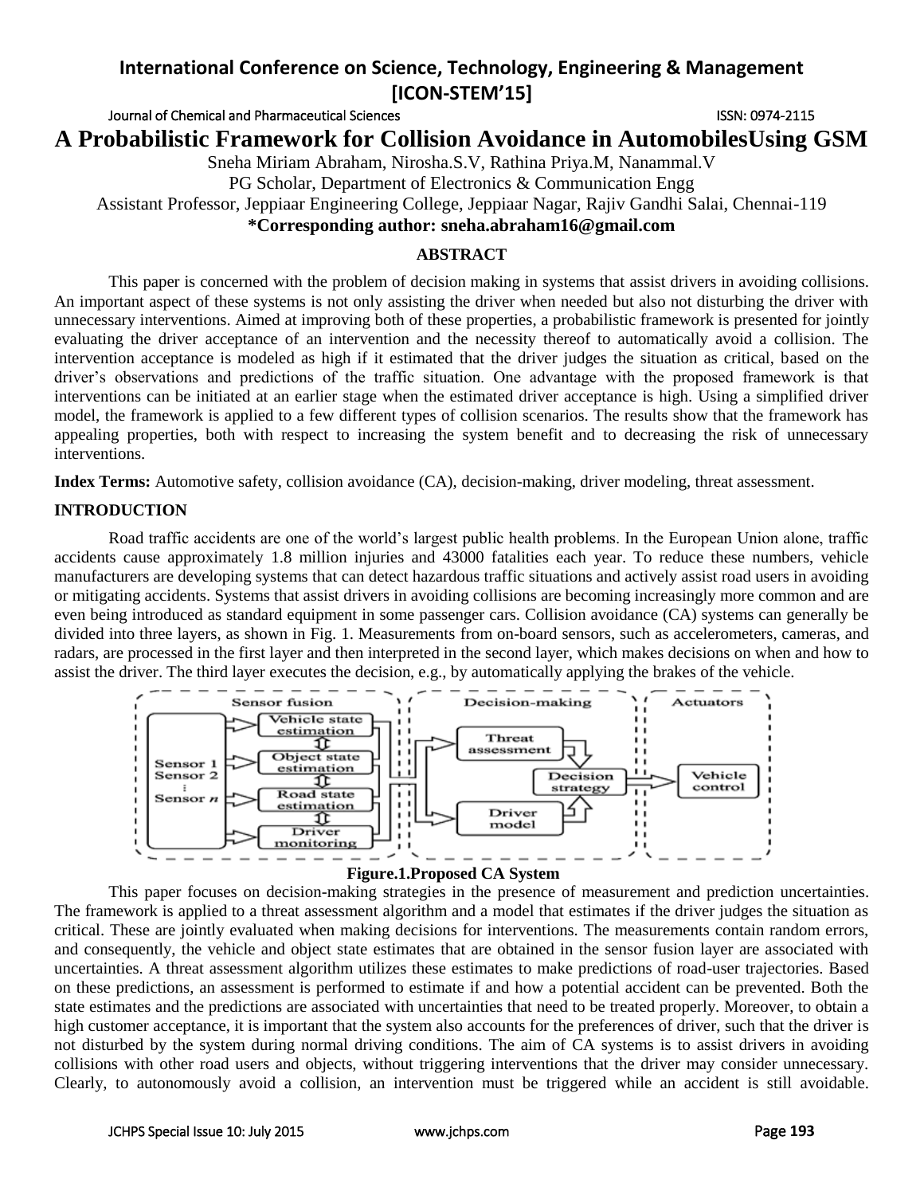# A Probabilistic Framework for Collision Avoidance in AutomobilesUsing GSM

Sneha Miriam Abraham, Nirosha.S.V, Rathina Priya.M, Nanammal.V

PG Scholar, Department of Electronics & Communication Engg

Assistant Professor, Jeppiaar Engineering College, Jeppiaar Nagar, Rajiv Gandhi Salai, Chennai-119

**\*Corresponding author: sneha.abraham16@gmail.com**

## ABSTRACT

This paper is concerned with the problem of decision making in systems that assist drivers in avoiding collisions. An important aspect of these systems is not only assisting the driver when needed but also not disturbing the driver with unnecessary interventions. Aimed at improving both of these properties, a probabilistic framework is presented for jointly evaluating the driver acceptance of an intervention and the necessity thereof to automatically avoid a collision. The intervention acceptance is modeled as high if it estimated that the driver judges the situation as critical, based on the driver's observations and predictions of the traffic situation. One advantage with the proposed framework is that interventions can be initiated at an earlier stage when the estimated driver acceptance is high. Using a simplified driver model, the framework is applied to a few different types of collision scenarios. The results show that the framework has appealing properties, both with respect to increasing the system benefit and to decreasing the risk of unnecessary interventions.

**Index Terms:** Automotive safety, collision avoidance (CA), decision-making, driver modeling, threat assessment.

## INTRODUCTION

Road traffic accidents are one of the world's largest public health problems. In the European Union alone, traffic accidents cause approximately 1.8 million injuries and 43000 fatalities each year. To reduce these numbers, vehicle manufacturers are developing systems that can detect hazardous traffic situations and actively assist road users in avoiding or mitigating accidents. Systems that assist drivers in avoiding collisions are becoming increasingly more common and are even being introduced as standard equipment in some passenger cars. Collision avoidance (CA) systems can generally be divided into three layers, as shown in Fig. 1. Measurements from on-board sensors, such as accelerometers, cameras, and radars, are processed in the first layer and then interpreted in the second layer, which makes decisions on when and how to assist the driver. The third layer executes the decision, e.g., by automatically applying the brakes of the vehicle.

**Figure.1.Proposed CA System**

This paper focuses on decision-making strategies in the presence of measurement and prediction uncertainties. The framework is applied to a threat assessment algorithm and a model that estimates if the driver judges the situation as critical. These are jointly evaluated when making decisions for interventions. The measurements contain random errors, and consequently, the vehicle and object state estimates that are obtained in the sensor fusion layer are associated with uncertainties. A threat assessment algorithm utilizes these estimates to make predictions of road-user trajectories. Based on these predictions, an assessment is performed to estimate if and how a potential accident can be prevented. Both the state estimates and the predictions are associated with uncertainties that need to be treated properly. Moreover, to obtain a high customer acceptance, it is important that the system also accounts for the preferences of driver, such that the driver is not disturbed by the system during normal driving conditions. The aim of CA systems is to assist drivers in avoiding collisions with other road users and objects, without triggering interventions that the driver may consider unnecessary. Clearly, to autonomously avoid a collision, an intervention must be triggered while an accident is still avoidable.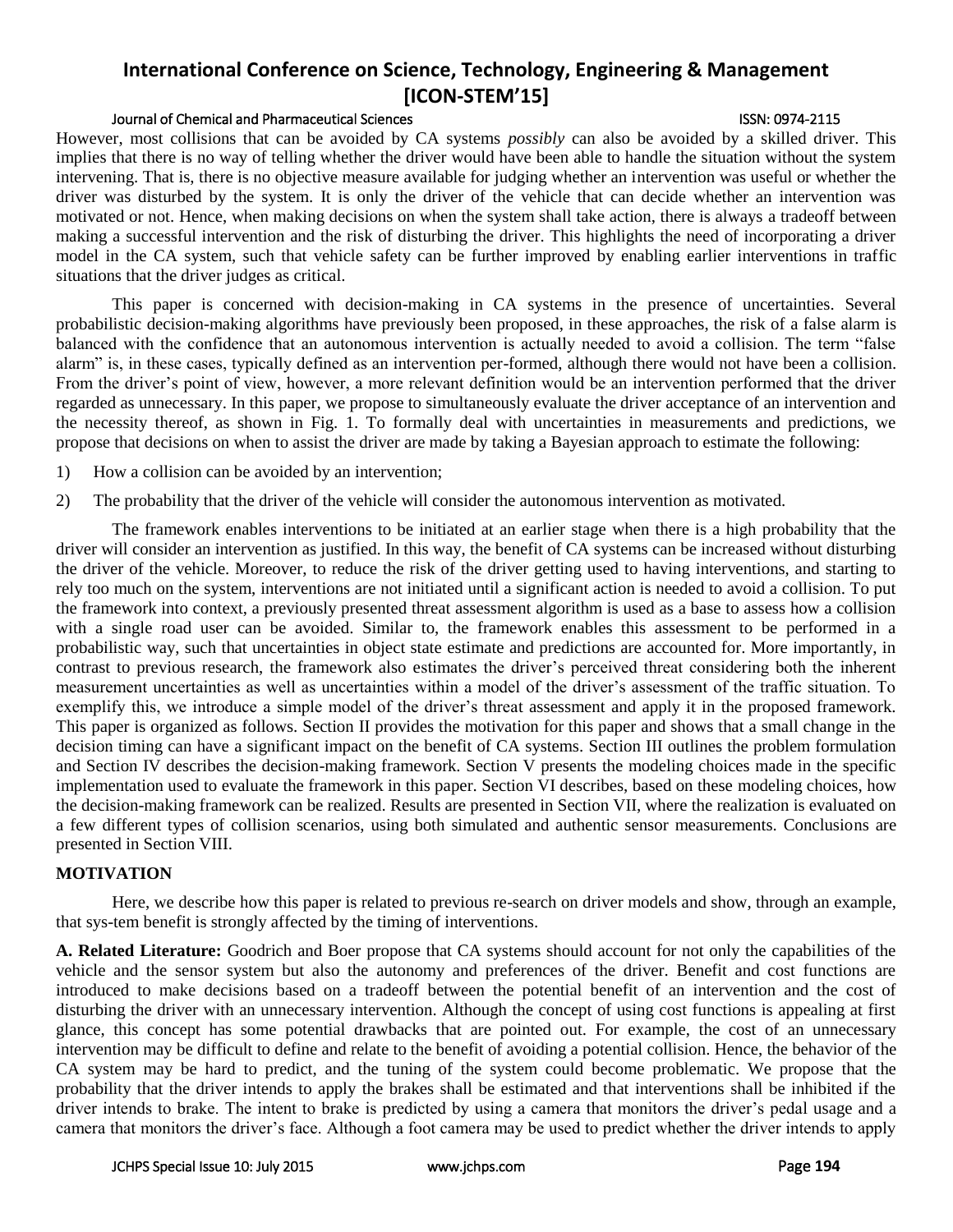However, most collisions that can be avoided by CA systems *possibly* can also be avoided by a skilled driver. This implies that there is no way of telling whether the driver would have been able to handle the situation without the system intervening. That is, there is no objective measure available for judging whether an intervention was useful or whether the driver was disturbed by the system. It is only the driver of the vehicle that can decide whether an intervention was motivated or not. Hence, when making decisions on when the system shall take action, there is always a tradeoff between making a successful intervention and the risk of disturbing the driver. This highlights the need of incorporating a driver model in the CA system, such that vehicle safety can be further improved by enabling earlier interventions in traffic situations that the driver judges as critical.

This paper is concerned with decision-making in CA systems in the presence of uncertainties. Several probabilistic decision-making algorithms have previously been proposed, in these approaches, the risk of a false alarm is balanced with the confidence that an autonomous intervention is actually needed to avoid a collision. The term "false alarm" is, in these cases, typically defined as an intervention per-formed, although there would not have been a collision. From the driver's point of view, however, a more relevant definition would be an intervention performed that the driver regarded as unnecessary. In this paper, we propose to simultaneously evaluate the driver acceptance of an intervention and the necessity thereof, as shown in Fig. 1. To formally deal with uncertainties in measurements and predictions, we propose that decisions on when to assist the driver are made by taking a Bayesian approach to estimate the following:

1) How a collision can be avoided by an intervention;
2) The probability that the driver of the vehicle will consider the autonomous intervention as motivated.

The framework enables interventions to be initiated at an earlier stage when there is a high probability that the driver will consider an intervention as justified. In this way, the benefit of CA systems can be increased without disturbing the driver of the vehicle. Moreover, to reduce the risk of the driver getting used to having interventions, and starting to rely too much on the system, interventions are not initiated until a significant action is needed to avoid a collision. To put the framework into context, a previously presented threat assessment algorithm is used as a base to assess how a collision with a single road user can be avoided. Similar to, the framework enables this assessment to be performed in a probabilistic way, such that uncertainties in object state estimate and predictions are accounted for. More importantly, in contrast to previous research, the framework also estimates the driver's perceived threat considering both the inherent measurement uncertainties as well as uncertainties within a model of the driver's assessment of the traffic situation. To exemplify this, we introduce a simple model of the driver's threat assessment and apply it in the proposed framework. This paper is organized as follows. Section II provides the motivation for this paper and shows that a small change in the decision timing can have a significant impact on the benefit of CA systems. Section III outlines the problem formulation and Section IV describes the decision-making framework. Section V presents the modeling choices made in the specific implementation used to evaluate the framework in this paper. Section VI describes, based on these modeling choices, how the decision-making framework can be realized. Results are presented in Section VII, where the realization is evaluated on a few different types of collision scenarios, using both simulated and authentic sensor measurements. Conclusions are presented in Section VIII.

## MOTIVATION

Here, we describe how this paper is related to previous re-search on driver models and show, through an example, that sys-tem benefit is strongly affected by the timing of interventions.

**A. Related Literature:** Goodrich and Boer propose that CA systems should account for not only the capabilities of the vehicle and the sensor system but also the autonomy and preferences of the driver. Benefit and cost functions are introduced to make decisions based on a tradeoff between the potential benefit of an intervention and the cost of disturbing the driver with an unnecessary intervention. Although the concept of using cost functions is appealing at first glance, this concept has some potential drawbacks that are pointed out. For example, the cost of an unnecessary intervention may be difficult to define and relate to the benefit of avoiding a potential collision. Hence, the behavior of the CA system may be hard to predict, and the tuning of the system could become problematic. We propose that the probability that the driver intends to apply the brakes shall be estimated and that interventions shall be inhibited if the driver intends to brake. The intent to brake is predicted by using a camera that monitors the driver's pedal usage and a camera that monitors the driver's face. Although a foot camera may be used to predict whether the driver intends to apply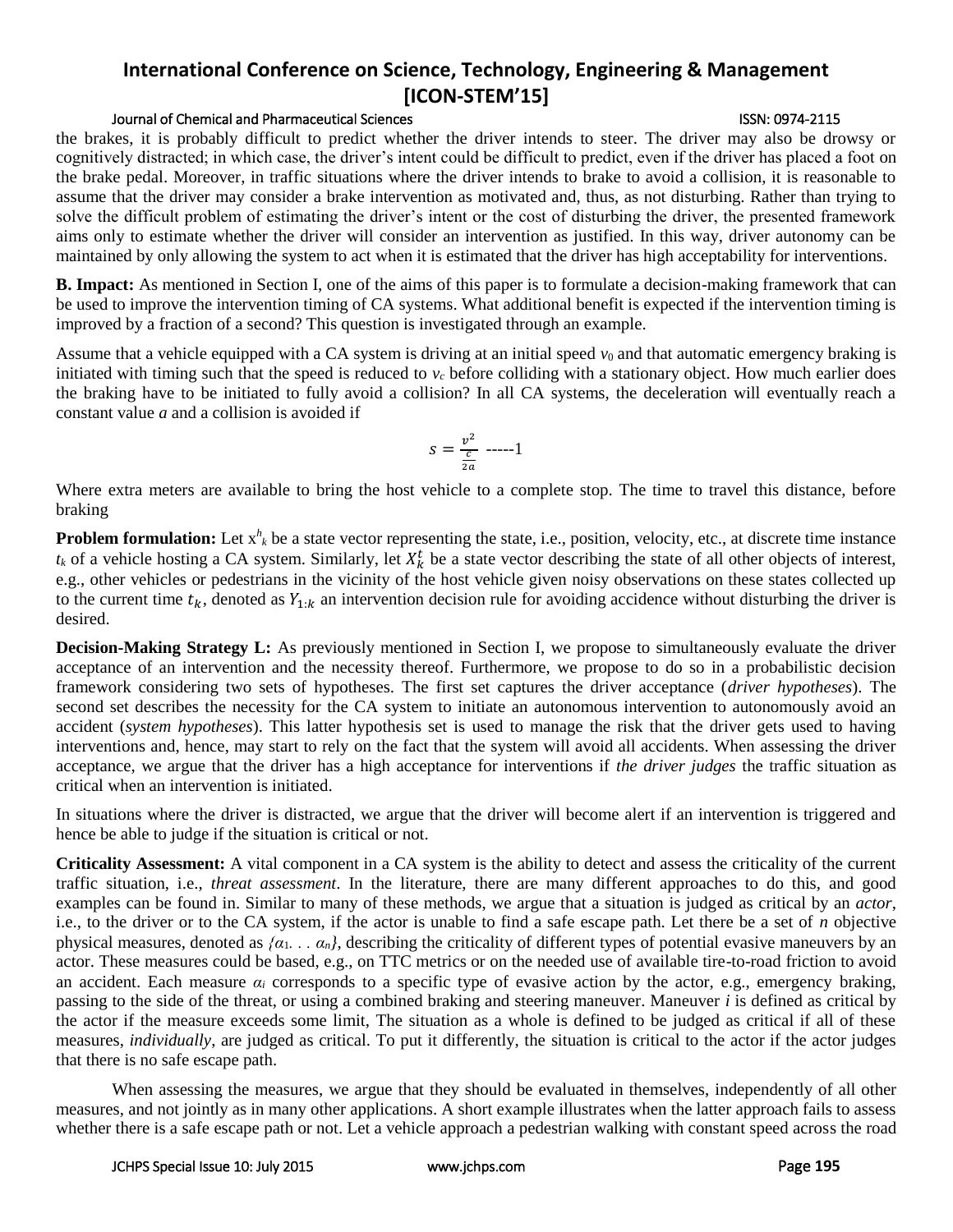the brakes, it is probably difficult to predict whether the driver intends to steer. The driver may also be drowsy or cognitively distracted; in which case, the driver's intent could be difficult to predict, even if the driver has placed a foot on the brake pedal. Moreover, in traffic situations where the driver intends to brake to avoid a collision, it is reasonable to assume that the driver may consider a brake intervention as motivated and, thus, as not disturbing. Rather than trying to solve the difficult problem of estimating the driver's intent or the cost of disturbing the driver, the presented framework aims only to estimate whether the driver will consider an intervention as justified. In this way, driver autonomy can be maintained by only allowing the system to act when it is estimated that the driver has high acceptability for interventions.

**B. Impact:** As mentioned in Section I, one of the aims of this paper is to formulate a decision-making framework that can be used to improve the intervention timing of CA systems. What additional benefit is expected if the intervention timing is improved by a fraction of a second? This question is investigated through an example.

Assume that a vehicle equipped with a CA system is driving at an initial speed $v_0$ and that automatic emergency braking is initiated with timing such that the speed is reduced to $v_c$ before colliding with a stationary object. How much earlier does the braking have to be initiated to fully avoid a collision? In all CA systems, the deceleration will eventually reach a constant value *a* and a collision is avoided if

$$s = \frac{v^2}{\frac{c}{2a}} \text{ -----1}$$

Where extra meters are available to bring the host vehicle to a complete stop. The time to travel this distance, before braking

**Problem formulation:** Let $x^h_k$ be a state vector representing the state, i.e., position, velocity, etc., at discrete time instance $t_k$ of a vehicle hosting a CA system. Similarly, let $X^t_k$ be a state vector describing the state of all other objects of interest, e.g., other vehicles or pedestrians in the vicinity of the host vehicle given noisy observations on these states collected up to the current time $t_k$, denoted as $Y_{1:k}$ an intervention decision rule for avoiding accidence without disturbing the driver is desired.

**Decision-Making Strategy L:** As previously mentioned in Section I, we propose to simultaneously evaluate the driver acceptance of an intervention and the necessity thereof. Furthermore, we propose to do so in a probabilistic decision framework considering two sets of hypotheses. The first set captures the driver acceptance (*driver hypotheses*). The second set describes the necessity for the CA system to initiate an autonomous intervention to autonomously avoid an accident (*system hypotheses*). This latter hypothesis set is used to manage the risk that the driver gets used to having interventions and, hence, may start to rely on the fact that the system will avoid all accidents. When assessing the driver acceptance, we argue that the driver has a high acceptance for interventions if *the driver judges* the traffic situation as critical when an intervention is initiated.

In situations where the driver is distracted, we argue that the driver will become alert if an intervention is triggered and hence be able to judge if the situation is critical or not.

**Criticality Assessment:** A vital component in a CA system is the ability to detect and assess the criticality of the current traffic situation, i.e., *threat assessment*. In the literature, there are many different approaches to do this, and good examples can be found in. Similar to many of these methods, we argue that a situation is judged as critical by an *actor*, i.e., to the driver or to the CA system, if the actor is unable to find a safe escape path. Let there be a set of *n* objective physical measures, denoted as $\{\alpha_1 \ldots \alpha_n\}$, describing the criticality of different types of potential evasive maneuvers by an actor. These measures could be based, e.g., on TTC metrics or on the needed use of available tire-to-road friction to avoid an accident. Each measure $\alpha_i$ corresponds to a specific type of evasive action by the actor, e.g., emergency braking, passing to the side of the threat, or using a combined braking and steering maneuver. Maneuver *i* is defined as critical by the actor if the measure exceeds some limit, The situation as a whole is defined to be judged as critical if all of these measures, *individually*, are judged as critical. To put it differently, the situation is critical to the actor if the actor judges that there is no safe escape path.

When assessing the measures, we argue that they should be evaluated in themselves, independently of all other measures, and not jointly as in many other applications. A short example illustrates when the latter approach fails to assess whether there is a safe escape path or not. Let a vehicle approach a pedestrian walking with constant speed across the road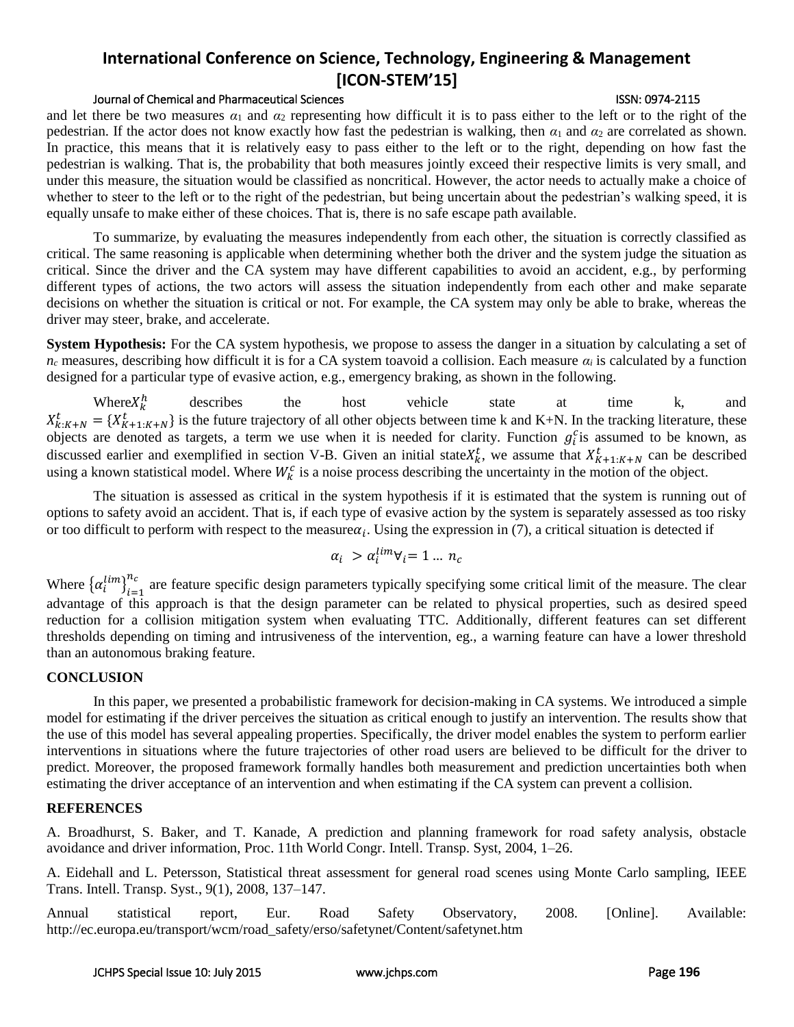and let there be two measures $\alpha_1$ and $\alpha_2$ representing how difficult it is to pass either to the left or to the right of the pedestrian. If the actor does not know exactly how fast the pedestrian is walking, then $\alpha_1$ and $\alpha_2$ are correlated as shown. In practice, this means that it is relatively easy to pass either to the left or to the right, depending on how fast the pedestrian is walking. That is, the probability that both measures jointly exceed their respective limits is very small, and under this measure, the situation would be classified as noncritical. However, the actor needs to actually make a choice of whether to steer to the left or to the right of the pedestrian, but being uncertain about the pedestrian's walking speed, it is equally unsafe to make either of these choices. That is, there is no safe escape path available.

To summarize, by evaluating the measures independently from each other, the situation is correctly classified as critical. The same reasoning is applicable when determining whether both the driver and the system judge the situation as critical. Since the driver and the CA system may have different capabilities to avoid an accident, e.g., by performing different types of actions, the two actors will assess the situation independently from each other and make separate decisions on whether the situation is critical or not. For example, the CA system may only be able to brake, whereas the driver may steer, brake, and accelerate.

**System Hypothesis:** For the CA system hypothesis, we propose to assess the danger in a situation by calculating a set of $n_c$ measures, describing how difficult it is for a CA system toavoid a collision. Each measure $\alpha_i$ is calculated by a function designed for a particular type of evasive action, e.g., emergency braking, as shown in the following.

Where$X_k^h$ describes the host vehicle state at time k, and $X_{k:K+N}^t = \{X_{K+1:K+N}^t\}$ is the future trajectory of all other objects between time k and K+N. In the tracking literature, these objects are denoted as targets, a term we use when it is needed for clarity. Function $g_i^c$is assumed to be known, as discussed earlier and exemplified in section V-B. Given an initial state$X_k^t$, we assume that $X_{K+1:K+N}^t$ can be described using a known statistical model. Where $W_k^c$ is a noise process describing the uncertainty in the motion of the object.

The situation is assessed as critical in the system hypothesis if it is estimated that the system is running out of options to safety avoid an accident. That is, if each type of evasive action by the system is separately assessed as too risky or too difficult to perform with respect to the measure$\alpha_i$. Using the expression in (7), a critical situation is detected if

$$\alpha_i > \alpha_i^{lim} \forall_i = 1 \ldots n_c$$

Where $\{\alpha_i^{lim}\}_{i=1}^{n_c}$ are feature specific design parameters typically specifying some critical limit of the measure. The clear advantage of this approach is that the design parameter can be related to physical properties, such as desired speed reduction for a collision mitigation system when evaluating TTC. Additionally, different features can set different thresholds depending on timing and intrusiveness of the intervention, eg., a warning feature can have a lower threshold than an autonomous braking feature.

## CONCLUSION

In this paper, we presented a probabilistic framework for decision-making in CA systems. We introduced a simple model for estimating if the driver perceives the situation as critical enough to justify an intervention. The results show that the use of this model has several appealing properties. Specifically, the driver model enables the system to perform earlier interventions in situations where the future trajectories of other road users are believed to be difficult for the driver to predict. Moreover, the proposed framework formally handles both measurement and prediction uncertainties both when estimating the driver acceptance of an intervention and when estimating if the CA system can prevent a collision.

## REFERENCES

A. Broadhurst, S. Baker, and T. Kanade, A prediction and planning framework for road safety analysis, obstacle avoidance and driver information, Proc. 11th World Congr. Intell. Transp. Syst, 2004, 1–26.

A. Eidehall and L. Petersson, Statistical threat assessment for general road scenes using Monte Carlo sampling, IEEE Trans. Intell. Transp. Syst., 9(1), 2008, 137–147.

Annual statistical report, Eur. Road Safety Observatory, 2008. [Online]. Available: http://ec.europa.eu/transport/wcm/road_safety/erso/safetynet/Content/safetynet.htm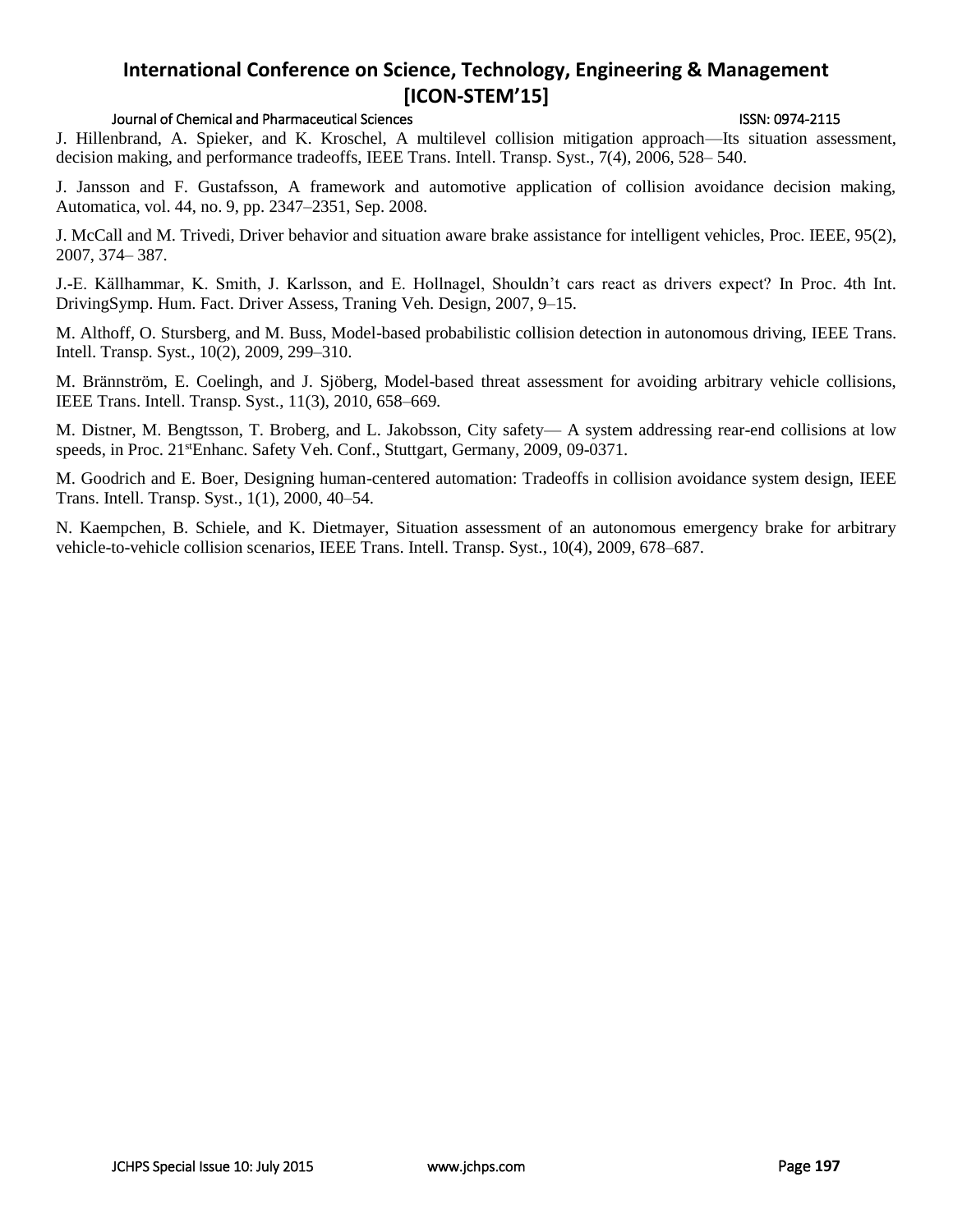J. Hillenbrand, A. Spieker, and K. Kroschel, A multilevel collision mitigation approach—Its situation assessment, decision making, and performance tradeoffs, IEEE Trans. Intell. Transp. Syst., 7(4), 2006, 528– 540.

J. Jansson and F. Gustafsson, A framework and automotive application of collision avoidance decision making, Automatica, vol. 44, no. 9, pp. 2347–2351, Sep. 2008.

J. McCall and M. Trivedi, Driver behavior and situation aware brake assistance for intelligent vehicles, Proc. IEEE, 95(2), 2007, 374– 387.

J.-E. Källhammar, K. Smith, J. Karlsson, and E. Hollnagel, Shouldn't cars react as drivers expect? In Proc. 4th Int. DrivingSymp. Hum. Fact. Driver Assess, Traning Veh. Design, 2007, 9–15.

M. Althoff, O. Stursberg, and M. Buss, Model-based probabilistic collision detection in autonomous driving, IEEE Trans. Intell. Transp. Syst., 10(2), 2009, 299–310.

M. Brännström, E. Coelingh, and J. Sjöberg, Model-based threat assessment for avoiding arbitrary vehicle collisions, IEEE Trans. Intell. Transp. Syst., 11(3), 2010, 658–669.

M. Distner, M. Bengtsson, T. Broberg, and L. Jakobsson, City safety— A system addressing rear-end collisions at low speeds, in Proc. 21stEnhanc. Safety Veh. Conf., Stuttgart, Germany, 2009, 09-0371.

M. Goodrich and E. Boer, Designing human-centered automation: Tradeoffs in collision avoidance system design, IEEE Trans. Intell. Transp. Syst., 1(1), 2000, 40–54.

N. Kaempchen, B. Schiele, and K. Dietmayer, Situation assessment of an autonomous emergency brake for arbitrary vehicle-to-vehicle collision scenarios, IEEE Trans. Intell. Transp. Syst., 10(4), 2009, 678–687.